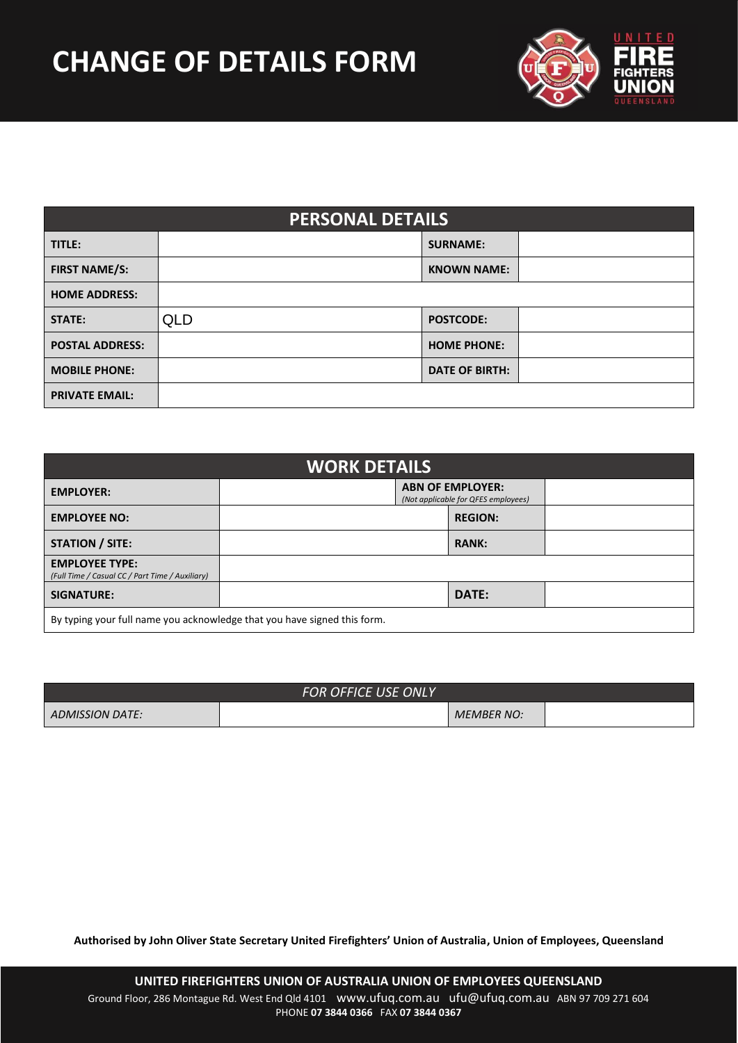# CHANGE OF DETAILS FORM

| PERSONAL DETAILS | | | |
|---|---|---|---|
| **TITLE:** | | **SURNAME:** | |
| **FIRST NAME/S:** | | **KNOWN NAME:** | |
| **HOME ADDRESS:** | | | |
| **STATE:** | QLD | **POSTCODE:** | |
| **POSTAL ADDRESS:** | | **HOME PHONE:** | |
| **MOBILE PHONE:** | | **DATE OF BIRTH:** | |
| **PRIVATE EMAIL:** | | | |

| WORK DETAILS | | | |
|---|---|---|---|
| **EMPLOYER:** | | **ABN OF EMPLOYER:** *(Not applicable for QFES employees)* | |
| **EMPLOYEE NO:** | | **REGION:** | |
| **STATION / SITE:** | | **RANK:** | |
| **EMPLOYEE TYPE:** *(Full Time / Casual CC / Part Time / Auxiliary)* | | | |
| **SIGNATURE:** | | **DATE:** | |
| By typing your full name you acknowledge that you have signed this form. | | | |

| *FOR OFFICE USE ONLY* | | | |
|---|---|---|---|
| *ADMISSION DATE:* | | *MEMBER NO:* | |

**Authorised by John Oliver State Secretary United Firefighters' Union of Australia, Union of Employees, Queensland**

**UNITED FIREFIGHTERS UNION OF AUSTRALIA UNION OF EMPLOYEES QUEENSLAND**

Ground Floor, 286 Montague Rd. West End Qld 4101 www.ufuq.com.au ufu@ufuq.com.au ABN 97 709 271 604

PHONE **07 3844 0366** FAX **07 3844 0367**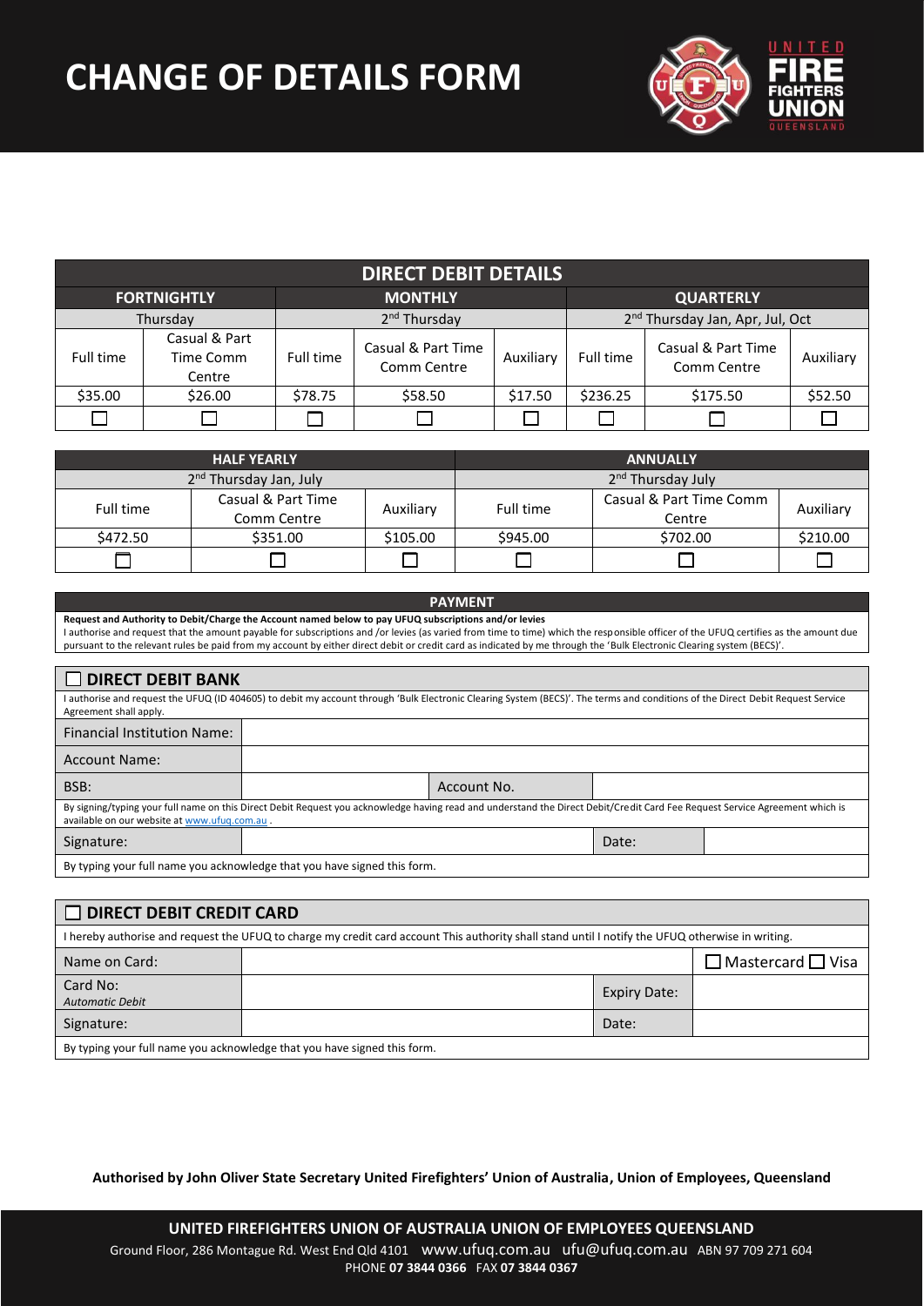# CHANGE OF DETAILS FORM

| DIRECT DEBIT DETAILS | | | | | | | |
|---|---|---|---|---|---|---|---|
| **FORTNIGHTLY** | | **MONTHLY** | | | **QUARTERLY** | | |
| Thursday | | 2nd Thursday | | | 2nd Thursday Jan, Apr, Jul, Oct | | |
| Full time | Casual & Part Time Comm Centre | Full time | Casual & Part Time Comm Centre | Auxiliary | Full time | Casual & Part Time Comm Centre | Auxiliary |
| $35.00 | $26.00 | $78.75 | $58.50 | $17.50 | $236.25 | $175.50 | $52.50 |
| ☐ | ☐ | ☐ | ☐ | ☐ | ☐ | ☐ | ☐ |

| **HALF YEARLY** | | | **ANNUALLY** | | |
|---|---|---|---|---|---|
| 2nd Thursday Jan, July | | | 2nd Thursday July | | |
| Full time | Casual & Part Time Comm Centre | Auxiliary | Full time | Casual & Part Time Comm Centre | Auxiliary |
| $472.50 | $351.00 | $105.00 | $945.00 | $702.00 | $210.00 |
| ☐ | ☐ | ☐ | ☐ | ☐ | ☐ |

## PAYMENT

**Request and Authority to Debit/Charge the Account named below to pay UFUQ subscriptions and/or levies**

I authorise and request that the amount payable for subscriptions and /or levies (as varied from time to time) which the responsible officer of the UFUQ certifies as the amount due pursuant to the relevant rules be paid from my account by either direct debit or credit card as indicated by me through the 'Bulk Electronic Clearing system (BECS)'.

## ☐ DIRECT DEBIT BANK

I authorise and request the UFUQ (ID 404605) to debit my account through 'Bulk Electronic Clearing System (BECS)'. The terms and conditions of the Direct Debit Request Service Agreement shall apply.

| | | | |
|---|---|---|---|
| Financial Institution Name: | | | |
| Account Name: | | | |
| BSB: | | Account No. | |

By signing/typing your full name on this Direct Debit Request you acknowledge having read and understand the Direct Debit/Credit Card Fee Request Service Agreement which is available on our website at www.ufuq.com.au .

| | | | |
|---|---|---|---|
| Signature: | | Date: | |

By typing your full name you acknowledge that you have signed this form.

## ☐ DIRECT DEBIT CREDIT CARD

I hereby authorise and request the UFUQ to charge my credit card account This authority shall stand until I notify the UFUQ otherwise in writing.

| | | | |
|---|---|---|---|
| Name on Card: | | ☐ Mastercard ☐ Visa | |
| Card No: *Automatic Debit* | | Expiry Date: | |
| Signature: | | Date: | |

By typing your full name you acknowledge that you have signed this form.

**Authorised by John Oliver State Secretary United Firefighters' Union of Australia, Union of Employees, Queensland**

**UNITED FIREFIGHTERS UNION OF AUSTRALIA UNION OF EMPLOYEES QUEENSLAND**

Ground Floor, 286 Montague Rd. West End Qld 4101 www.ufuq.com.au ufu@ufuq.com.au ABN 97 709 271 604

PHONE **07 3844 0366** FAX **07 3844 0367**